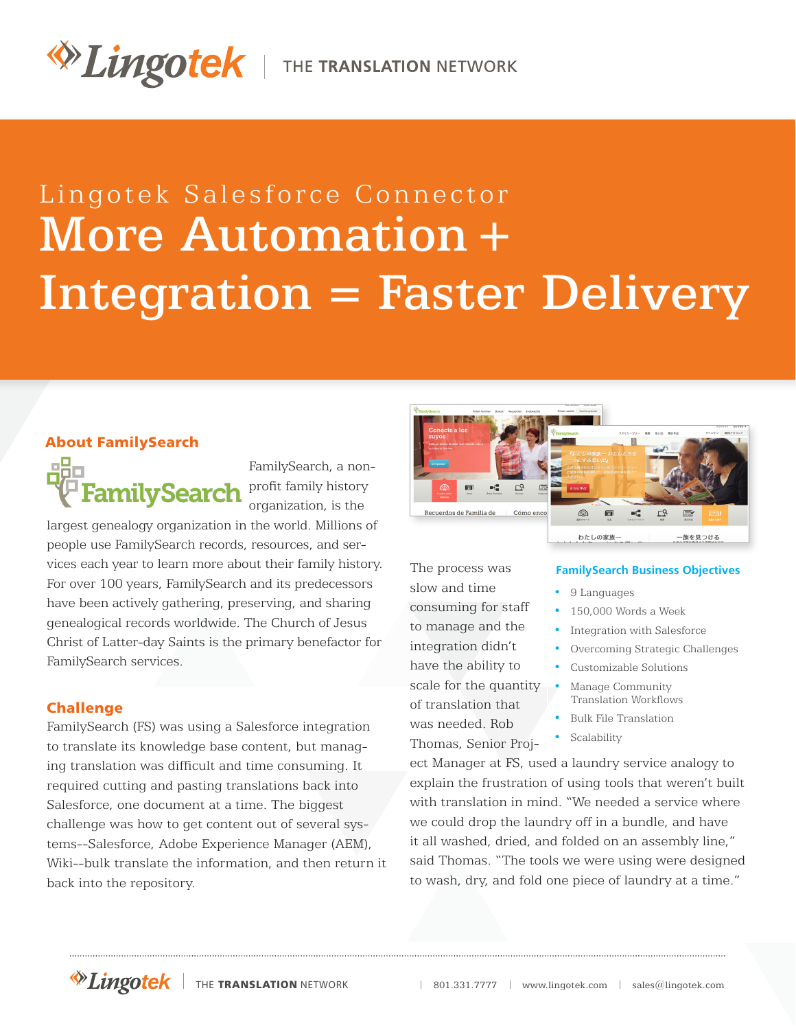# Lingotek | THE TRANSLATION NETWORK

## Lingotek Salesforce Connector

# More Automation + Integration = Faster Delivery

### About FamilySearch

FamilySearch, a non-profit family history organization, is the largest genealogy organization in the world. Millions of people use FamilySearch records, resources, and services each year to learn more about their family history. For over 100 years, FamilySearch and its predecessors have been actively gathering, preserving, and sharing genealogical records worldwide. The Church of Jesus Christ of Latter-day Saints is the primary benefactor for FamilySearch services.

### Challenge

FamilySearch (FS) was using a Salesforce integration to translate its knowledge base content, but managing translation was difficult and time consuming. It required cutting and pasting translations back into Salesforce, one document at a time. The biggest challenge was how to get content out of several systems--Salesforce, Adobe Experience Manager (AEM), Wiki--bulk translate the information, and then return it back into the repository.

The process was slow and time consuming for staff to manage and the integration didn't have the ability to scale for the quantity of translation that was needed. Rob Thomas, Senior Project Manager at FS, used a laundry service analogy to explain the frustration of using tools that weren't built with translation in mind. "We needed a service where we could drop the laundry off in a bundle, and have it all washed, dried, and folded on an assembly line," said Thomas. "The tools we were using were designed to wash, dry, and fold one piece of laundry at a time."

### FamilySearch Business Objectives

- 9 Languages
- 150,000 Words a Week
- Integration with Salesforce
- Overcoming Strategic Challenges
- Customizable Solutions
- Manage Community Translation Workflows
- Bulk File Translation
- Scalability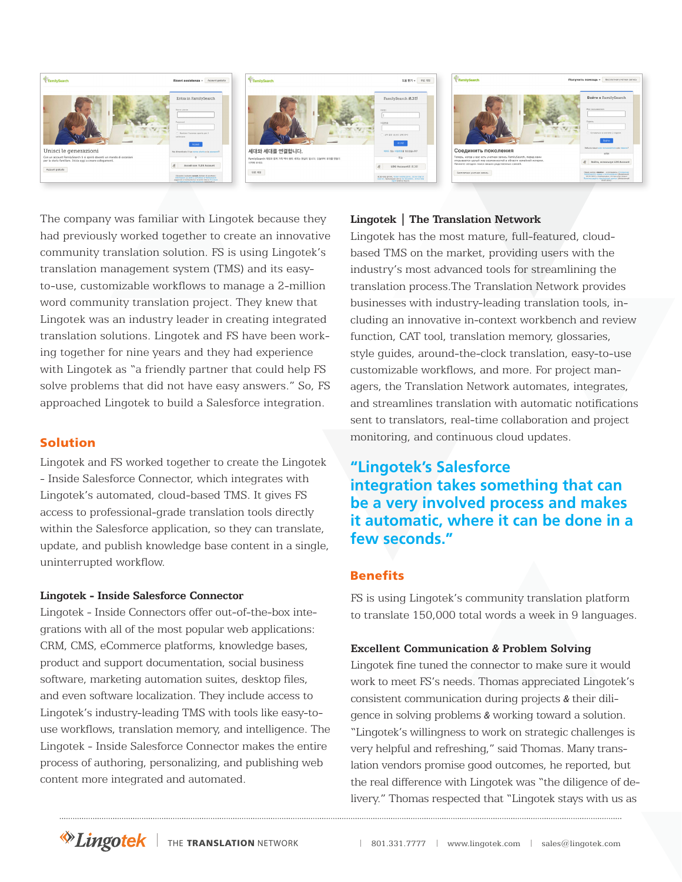The company was familiar with Lingotek because they had previously worked together to create an innovative community translation solution. FS is using Lingotek's translation management system (TMS) and its easy-to-use, customizable workflows to manage a 2-million word community translation project. They knew that Lingotek was an industry leader in creating integrated translation solutions. Lingotek and FS have been working together for nine years and they had experience with Lingotek as "a friendly partner that could help FS solve problems that did not have easy answers." So, FS approached Lingotek to build a Salesforce integration.

## Solution

Lingotek and FS worked together to create the Lingotek - Inside Salesforce Connector, which integrates with Lingotek's automated, cloud-based TMS. It gives FS access to professional-grade translation tools directly within the Salesforce application, so they can translate, update, and publish knowledge base content in a single, uninterrupted workflow.

### Lingotek - Inside Salesforce Connector

Lingotek - Inside Connectors offer out-of-the-box integrations with all of the most popular web applications: CRM, CMS, eCommerce platforms, knowledge bases, product and support documentation, social business software, marketing automation suites, desktop files, and even software localization. They include access to Lingotek's industry-leading TMS with tools like easy-to-use workflows, translation memory, and intelligence. The Lingotek - Inside Salesforce Connector makes the entire process of authoring, personalizing, and publishing web content more integrated and automated.

### Lingotek | The Translation Network

Lingotek has the most mature, full-featured, cloud-based TMS on the market, providing users with the industry's most advanced tools for streamlining the translation process.The Translation Network provides businesses with industry-leading translation tools, including an innovative in-context workbench and review function, CAT tool, translation memory, glossaries, style guides, around-the-clock translation, easy-to-use customizable workflows, and more. For project managers, the Translation Network automates, integrates, and streamlines translation with automatic notifications sent to translators, real-time collaboration and project monitoring, and continuous cloud updates.

**"Lingotek's Salesforce integration takes something that can be a very involved process and makes it automatic, where it can be done in a few seconds."**

## Benefits

FS is using Lingotek's community translation platform to translate 150,000 total words a week in 9 languages.

### Excellent Communication & Problem Solving

Lingotek fine tuned the connector to make sure it would work to meet FS's needs. Thomas appreciated Lingotek's consistent communication during projects & their diligence in solving problems & working toward a solution. "Lingotek's willingness to work on strategic challenges is very helpful and refreshing," said Thomas. Many translation vendors promise good outcomes, he reported, but the real difference with Lingotek was "the diligence of delivery." Thomas respected that "Lingotek stays with us as

Lingotek | THE TRANSLATION NETWORK | 801.331.7777 | www.lingotek.com | sales@lingotek.com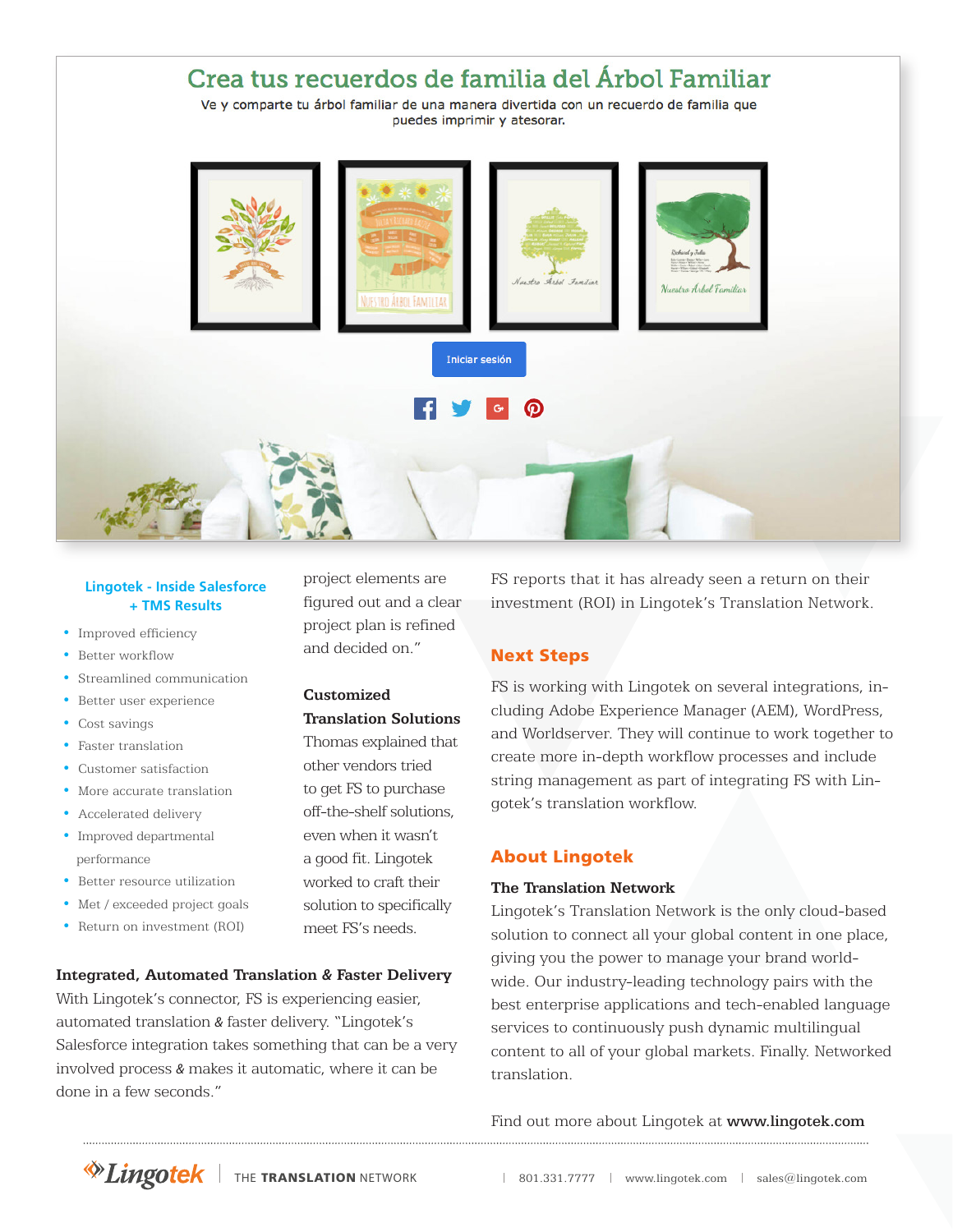Crea tus recuerdos de familia del Árbol Familiar

Ve y comparte tu árbol familiar de una manera divertida con un recuerdo de familia que puedes imprimir y atesorar.

Iniciar sesión

**Lingotek - Inside Salesforce + TMS Results**

- Improved efficiency
- Better workflow
- Streamlined communication
- Better user experience
- Cost savings
- Faster translation
- Customer satisfaction
- More accurate translation
- Accelerated delivery
- Improved departmental performance
- Better resource utilization
- Met / exceeded project goals
- Return on investment (ROI)

project elements are figured out and a clear project plan is refined and decided on."

**Customized Translation Solutions**

Thomas explained that other vendors tried to get FS to purchase off-the-shelf solutions, even when it wasn't a good fit. Lingotek worked to craft their solution to specifically meet FS's needs.

**Integrated, Automated Translation & Faster Delivery**

With Lingotek's connector, FS is experiencing easier, automated translation & faster delivery. "Lingotek's Salesforce integration takes something that can be a very involved process & makes it automatic, where it can be done in a few seconds."

FS reports that it has already seen a return on their investment (ROI) in Lingotek's Translation Network.

## Next Steps

FS is working with Lingotek on several integrations, including Adobe Experience Manager (AEM), WordPress, and Worldserver. They will continue to work together to create more in-depth workflow processes and include string management as part of integrating FS with Lingotek's translation workflow.

## About Lingotek

**The Translation Network**

Lingotek's Translation Network is the only cloud-based solution to connect all your global content in one place, giving you the power to manage your brand worldwide. Our industry-leading technology pairs with the best enterprise applications and tech-enabled language services to continuously push dynamic multilingual content to all of your global markets. Finally. Networked translation.

Find out more about Lingotek at **www.lingotek.com**

Lingotek | THE **TRANSLATION** NETWORK | 801.331.7777 | www.lingotek.com | sales@lingotek.com